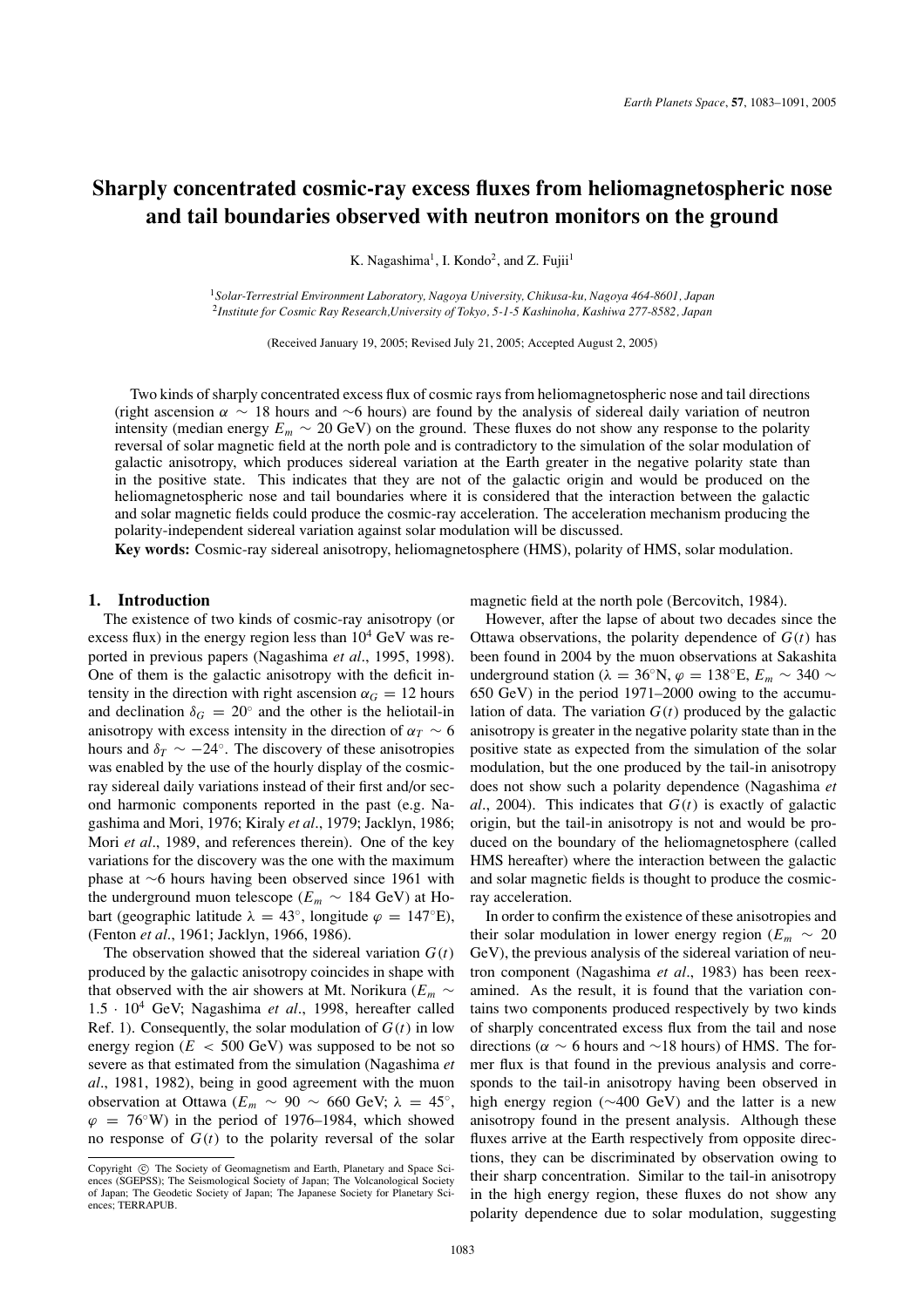# Sharply concentrated cosmic-ray excess fluxes from heliomagnetospheric nose and tail boundaries observed with neutron monitors on the ground

K. Nagashima[1], I. Kondo[2], and Z. Fujii[1]

[1]*Solar-Terrestrial Environment Laboratory, Nagoya University, Chikusa-ku, Nagoya 464-8601, Japan*
[2]*Institute for Cosmic Ray Research, University of Tokyo, 5-1-5 Kashinoha, Kashiwa 277-8582, Japan*

(Received January 19, 2005; Revised July 21, 2005; Accepted August 2, 2005)

Two kinds of sharply concentrated excess flux of cosmic rays from heliomagnetospheric nose and tail directions (right ascension $\alpha \sim 18$ hours and $\sim$6 hours) are found by the analysis of sidereal daily variation of neutron intensity (median energy $E_m \sim 20$ GeV) on the ground. These fluxes do not show any response to the polarity reversal of solar magnetic field at the north pole and is contradictory to the simulation of the solar modulation of galactic anisotropy, which produces sidereal variation at the Earth greater in the negative polarity state than in the positive state. This indicates that they are not of the galactic origin and would be produced on the heliomagnetospheric nose and tail boundaries where it is considered that the interaction between the galactic and solar magnetic fields could produce the cosmic-ray acceleration. The acceleration mechanism producing the polarity-independent sidereal variation against solar modulation will be discussed.

**Key words:** Cosmic-ray sidereal anisotropy, heliomagnetosphere (HMS), polarity of HMS, solar modulation.

## 1. Introduction

The existence of two kinds of cosmic-ray anisotropy (or excess flux) in the energy region less than $10^4$ GeV was reported in previous papers (Nagashima *et al*., 1995, 1998). One of them is the galactic anisotropy with the deficit intensity in the direction with right ascension $\alpha_G = 12$ hours and declination $\delta_G = 20^\circ$ and the other is the heliotail-in anisotropy with excess intensity in the direction of $\alpha_T \sim 6$ hours and $\delta_T \sim -24^\circ$. The discovery of these anisotropies was enabled by the use of the hourly display of the cosmic-ray sidereal daily variations instead of their first and/or second harmonic components reported in the past (e.g. Nagashima and Mori, 1976; Kiraly *et al*., 1979; Jacklyn, 1986; Mori *et al*., 1989, and references therein). One of the key variations for the discovery was the one with the maximum phase at $\sim$6 hours having been observed since 1961 with the underground muon telescope ($E_m \sim 184$ GeV) at Hobart (geographic latitude $\lambda = 43^\circ$, longitude $\varphi = 147^\circ$E), (Fenton *et al*., 1961; Jacklyn, 1966, 1986).

The observation showed that the sidereal variation $G(t)$ produced by the galactic anisotropy coincides in shape with that observed with the air showers at Mt. Norikura ($E_m \sim 1.5 \cdot 10^4$ GeV; Nagashima *et al*., 1998, hereafter called Ref. 1). Consequently, the solar modulation of $G(t)$ in low energy region ($E < 500$ GeV) was supposed to be not so severe as that estimated from the simulation (Nagashima *et al*., 1981, 1982), being in good agreement with the muon observation at Ottawa ($E_m \sim 90 \sim 660$ GeV; $\lambda = 45^\circ$, $\varphi = 76^\circ$W) in the period of 1976–1984, which showed no response of $G(t)$ to the polarity reversal of the solar magnetic field at the north pole (Bercovitch, 1984).

However, after the lapse of about two decades since the Ottawa observations, the polarity dependence of $G(t)$ has been found in 2004 by the muon observations at Sakashita underground station ($\lambda = 36^\circ$N, $\varphi = 138^\circ$E, $E_m \sim 340 \sim 650$ GeV) in the period 1971–2000 owing to the accumulation of data. The variation $G(t)$ produced by the galactic anisotropy is greater in the negative polarity state than in the positive state as expected from the simulation of the solar modulation, but the one produced by the tail-in anisotropy does not show such a polarity dependence (Nagashima *et al*., 2004). This indicates that $G(t)$ is exactly of galactic origin, but the tail-in anisotropy is not and would be produced on the boundary of the heliomagnetosphere (called HMS hereafter) where the interaction between the galactic and solar magnetic fields is thought to produce the cosmic-ray acceleration.

In order to confirm the existence of these anisotropies and their solar modulation in lower energy region ($E_m \sim 20$ GeV), the previous analysis of the sidereal variation of neutron component (Nagashima *et al*., 1983) has been reexamined. As the result, it is found that the variation contains two components produced respectively by two kinds of sharply concentrated excess flux from the tail and nose directions ($\alpha \sim 6$ hours and $\sim$18 hours) of HMS. The former flux is that found in the previous analysis and corresponds to the tail-in anisotropy having been observed in high energy region ($\sim$400 GeV) and the latter is a new anisotropy found in the present analysis. Although these fluxes arrive at the Earth respectively from opposite directions, they can be discriminated by observation owing to their sharp concentration. Similar to the tail-in anisotropy in the high energy region, these fluxes do not show any polarity dependence due to solar modulation, suggesting

Copyright © The Society of Geomagnetism and Earth, Planetary and Space Sciences (SGEPSS); The Seismological Society of Japan; The Volcanological Society of Japan; The Geodetic Society of Japan; The Japanese Society for Planetary Sciences; TERRAPUB.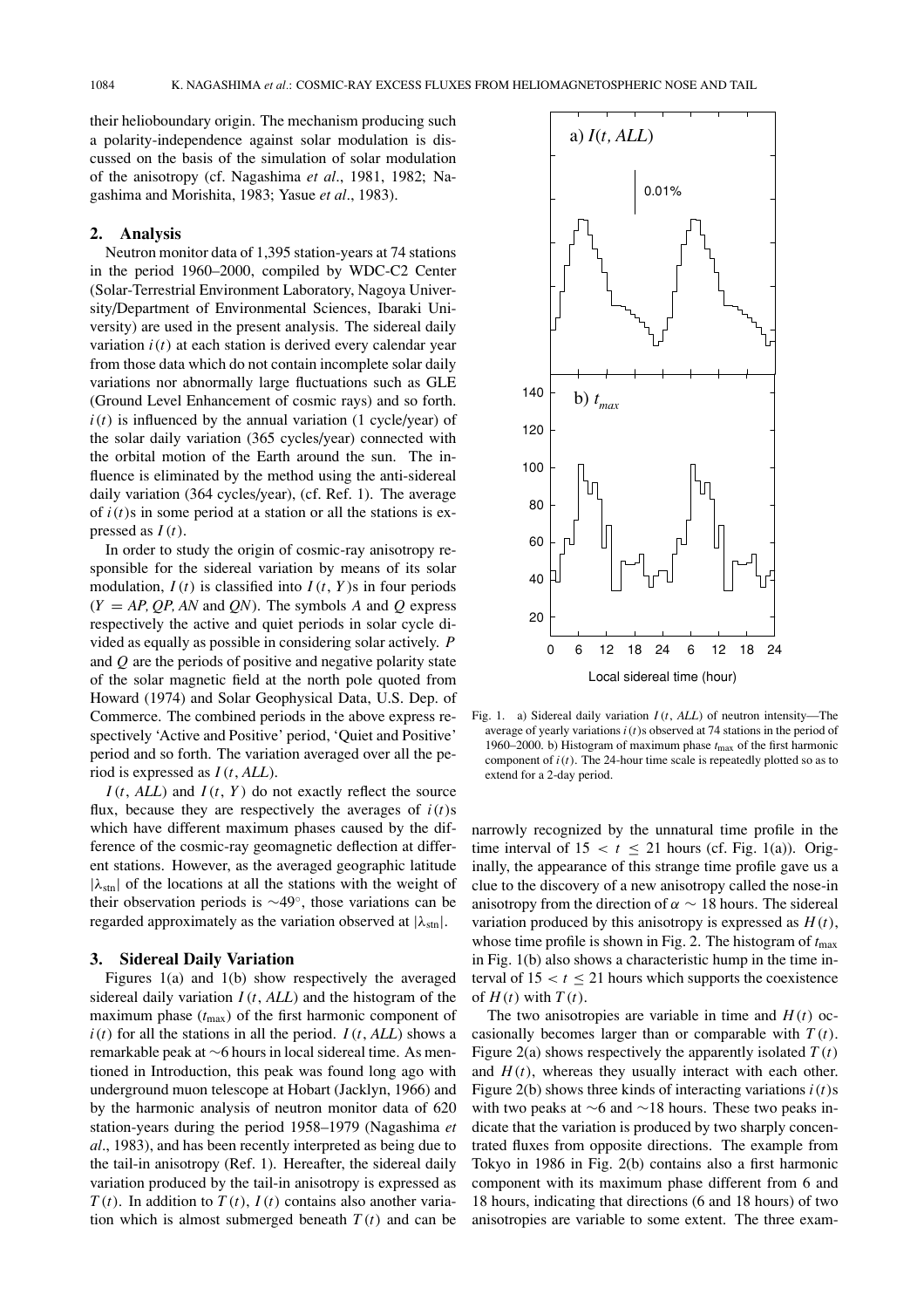their helioboundary origin. The mechanism producing such a polarity-independence against solar modulation is discussed on the basis of the simulation of solar modulation of the anisotropy (cf. Nagashima *et al*., 1981, 1982; Nagashima and Morishita, 1983; Yasue *et al*., 1983).

## 2. Analysis

Neutron monitor data of 1,395 station-years at 74 stations in the period 1960–2000, compiled by WDC-C2 Center (Solar-Terrestrial Environment Laboratory, Nagoya University/Department of Environmental Sciences, Ibaraki University) are used in the present analysis. The sidereal daily variation $i(t)$ at each station is derived every calendar year from those data which do not contain incomplete solar daily variations nor abnormally large fluctuations such as GLE (Ground Level Enhancement of cosmic rays) and so forth. $i(t)$ is influenced by the annual variation (1 cycle/year) of the solar daily variation (365 cycles/year) connected with the orbital motion of the Earth around the sun. The influence is eliminated by the method using the anti-sidereal daily variation (364 cycles/year), (cf. Ref. 1). The average of $i(t)$s in some period at a station or all the stations is expressed as $I(t)$.

In order to study the origin of cosmic-ray anisotropy responsible for the sidereal variation by means of its solar modulation, $I(t)$ is classified into $I(t, Y)$s in four periods ($Y = AP, QP, AN$ and $QN$). The symbols $A$ and $Q$ express respectively the active and quiet periods in solar cycle divided as equally as possible in considering solar actively. $P$ and $Q$ are the periods of positive and negative polarity state of the solar magnetic field at the north pole quoted from Howard (1974) and Solar Geophysical Data, U.S. Dep. of Commerce. The combined periods in the above express respectively 'Active and Positive' period, 'Quiet and Positive' period and so forth. The variation averaged over all the period is expressed as $I(t, ALL)$.

$I(t, ALL)$ and $I(t, Y)$ do not exactly reflect the source flux, because they are respectively the averages of $i(t)$s which have different maximum phases caused by the difference of the cosmic-ray geomagnetic deflection at different stations. However, as the averaged geographic latitude $|\lambda_{stn}|$ of the locations at all the stations with the weight of their observation periods is $\sim 49^\circ$, those variations can be regarded approximately as the variation observed at $|\lambda_{stn}|$.

## 3. Sidereal Daily Variation

Figures 1(a) and 1(b) show respectively the averaged sidereal daily variation $I(t, ALL)$ and the histogram of the maximum phase ($t_{max}$) of the first harmonic component of $i(t)$ for all the stations in all the period. $I(t, ALL)$ shows a remarkable peak at $\sim$6 hours in local sidereal time. As mentioned in Introduction, this peak was found long ago with underground muon telescope at Hobart (Jacklyn, 1966) and by the harmonic analysis of neutron monitor data of 620 station-years during the period 1958–1979 (Nagashima *et al*., 1983), and has been recently interpreted as being due to the tail-in anisotropy (Ref. 1). Hereafter, the sidereal daily variation produced by the tail-in anisotropy is expressed as $T(t)$. In addition to $T(t)$, $I(t)$ contains also another variation which is almost submerged beneath $T(t)$ and can be narrowly recognized by the unnatural time profile in the time interval of $15 < t \le 21$ hours (cf. Fig. 1(a)). Originally, the appearance of this strange time profile gave us a clue to the discovery of a new anisotropy called the nose-in anisotropy from the direction of $\alpha \sim 18$ hours. The sidereal variation produced by this anisotropy is expressed as $H(t)$, whose time profile is shown in Fig. 2. The histogram of $t_{max}$ in Fig. 1(b) also shows a characteristic hump in the time interval of $15 < t \le 21$ hours which supports the coexistence of $H(t)$ with $T(t)$.

The two anisotropies are variable in time and $H(t)$ occasionally becomes larger than or comparable with $T(t)$. Figure 2(a) shows respectively the apparently isolated $T(t)$ and $H(t)$, whereas they usually interact with each other. Figure 2(b) shows three kinds of interacting variations $i(t)$s with two peaks at $\sim$6 and $\sim$18 hours. These two peaks indicate that the variation is produced by two sharply concentrated fluxes from opposite directions. The example from Tokyo in 1986 in Fig. 2(b) contains also a first harmonic component with its maximum phase different from 6 and 18 hours, indicating that directions (6 and 18 hours) of two anisotropies are variable to some extent. The three exam-

Fig. 1. a) Sidereal daily variation $I(t, ALL)$ of neutron intensity—The average of yearly variations $i(t)$s observed at 74 stations in the period of 1960–2000. b) Histogram of maximum phase $t_{max}$ of the first harmonic component of $i(t)$. The 24-hour time scale is repeatedly plotted so as to extend for a 2-day period.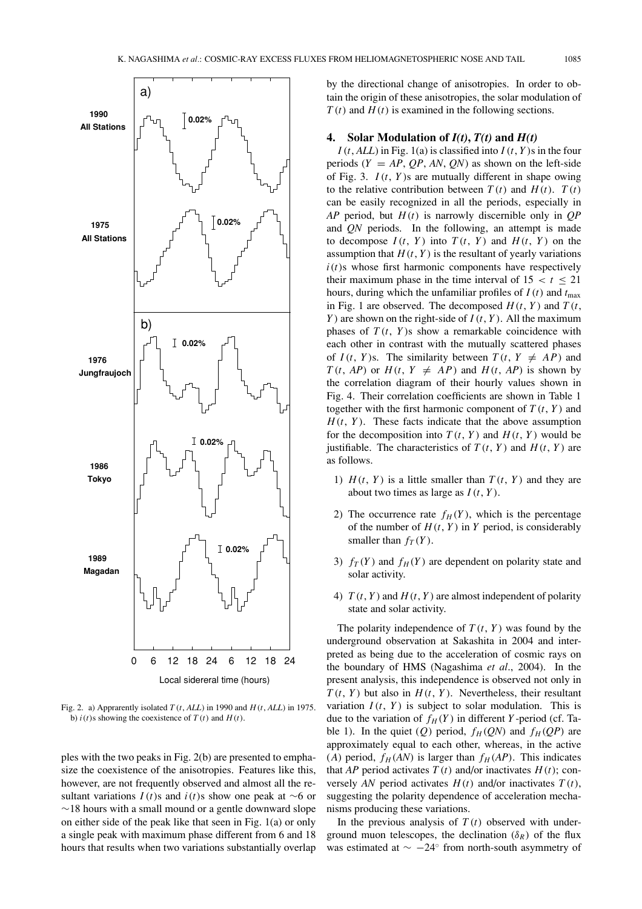Fig. 2. a) Apprarently isolated $T(t, ALL)$ in 1990 and $H(t, ALL)$ in 1975. b) $i(t)$s showing the coexistence of $T(t)$ and $H(t)$.

ples with the two peaks in Fig. 2(b) are presented to emphasize the coexistence of the anisotropies. Features like this, however, are not frequently observed and almost all the resultant variations $I(t)$s and $i(t)$s show one peak at ∼6 or ∼18 hours with a small mound or a gentle downward slope on either side of the peak like that seen in Fig. 1(a) or only a single peak with maximum phase different from 6 and 18 hours that results when two variations substantially overlap by the directional change of anisotropies. In order to obtain the origin of these anisotropies, the solar modulation of $T(t)$ and $H(t)$ is examined in the following sections.

## 4. Solar Modulation of *I(t)*, *T(t)* and *H(t)*

$I(t, ALL)$ in Fig. 1(a) is classified into $I(t, Y)$s in the four periods ($Y = AP, QP, AN, QN$) as shown on the left-side of Fig. 3. $I(t, Y)$s are mutually different in shape owing to the relative contribution between $T(t)$ and $H(t)$. $T(t)$ can be easily recognized in all the periods, especially in *AP* period, but $H(t)$ is narrowly discernible only in *QP* and *QN* periods. In the following, an attempt is made to decompose $I(t, Y)$ into $T(t, Y)$ and $H(t, Y)$ on the assumption that $H(t, Y)$ is the resultant of yearly variations $i(t)$s whose first harmonic components have respectively their maximum phase in the time interval of $15 < t \leq 21$ hours, during which the unfamiliar profiles of $I(t)$ and $t_{max}$ in Fig. 1 are observed. The decomposed $H(t, Y)$ and $T(t, Y)$ are shown on the right-side of $I(t, Y)$. All the maximum phases of $T(t, Y)$s show a remarkable coincidence with each other in contrast with the mutually scattered phases of $I(t, Y)$s. The similarity between $T(t, Y \neq AP)$ and $T(t, AP)$ or $H(t, Y \neq AP)$ and $H(t, AP)$ is shown by the correlation diagram of their hourly values shown in Fig. 4. Their correlation coefficients are shown in Table 1 together with the first harmonic component of $T(t, Y)$ and $H(t, Y)$. These facts indicate that the above assumption for the decomposition into $T(t, Y)$ and $H(t, Y)$ would be justifiable. The characteristics of $T(t, Y)$ and $H(t, Y)$ are as follows.

1) $H(t, Y)$ is a little smaller than $T(t, Y)$ and they are about two times as large as $I(t, Y)$.
2) The occurrence rate $f_H(Y)$, which is the percentage of the number of $H(t, Y)$ in $Y$ period, is considerably smaller than $f_T(Y)$.
3) $f_T(Y)$ and $f_H(Y)$ are dependent on polarity state and solar activity.
4) $T(t, Y)$ and $H(t, Y)$ are almost independent of polarity state and solar activity.

The polarity independence of $T(t, Y)$ was found by the underground observation at Sakashita in 2004 and interpreted as being due to the acceleration of cosmic rays on the boundary of HMS (Nagashima *et al*., 2004). In the present analysis, this independence is observed not only in $T(t, Y)$ but also in $H(t, Y)$. Nevertheless, their resultant variation $I(t, Y)$ is subject to solar modulation. This is due to the variation of $f_H(Y)$ in different $Y$-period (cf. Table 1). In the quiet ($Q$) period, $f_H(QN)$ and $f_H(QP)$ are approximately equal to each other, whereas, in the active ($A$) period, $f_H(AN)$ is larger than $f_H(AP)$. This indicates that *AP* period activates $T(t)$ and/or inactivates $H(t)$; conversely *AN* period activates $H(t)$ and/or inactivates $T(t)$, suggesting the polarity dependence of acceleration mechanisms producing these variations.

In the previous analysis of $T(t)$ observed with underground muon telescopes, the declination ($\delta_R$) of the flux was estimated at $\sim -24^\circ$ from north-south asymmetry of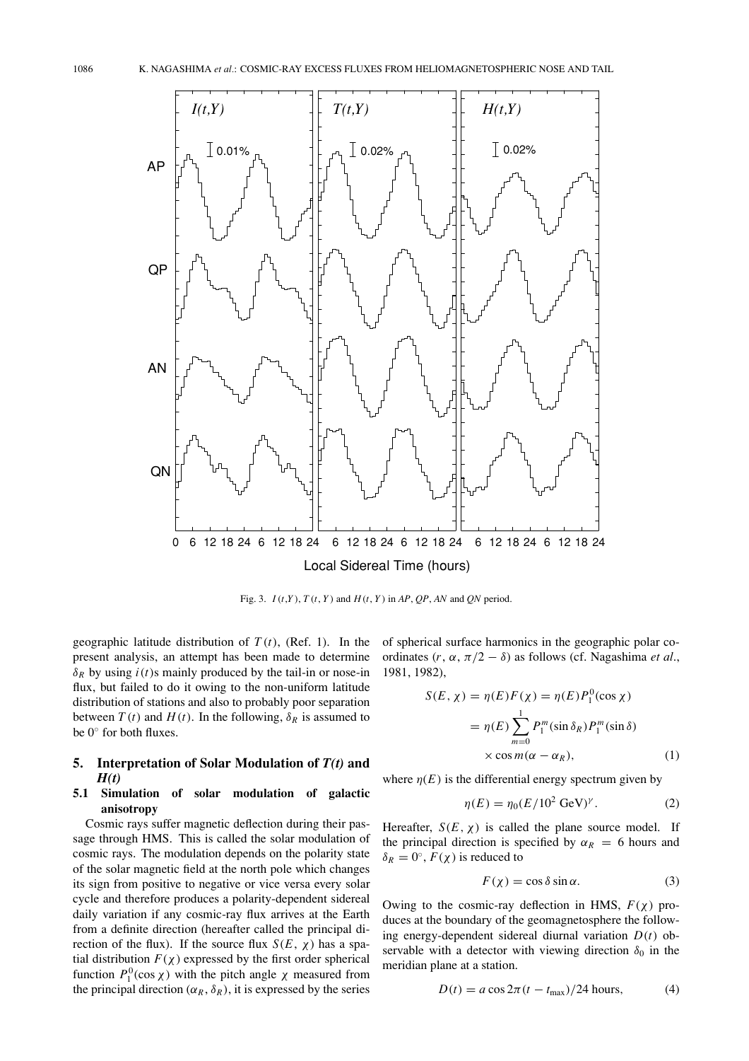Fig. 3. $I(t,Y)$, $T(t,Y)$ and $H(t,Y)$ in *AP*, *QP*, *AN* and *QN* period.

geographic latitude distribution of $T(t)$, (Ref. 1). In the present analysis, an attempt has been made to determine $\delta_R$ by using $i(t)$s mainly produced by the tail-in or nose-in flux, but failed to do it owing to the non-uniform latitude distribution of stations and also to probably poor separation between $T(t)$ and $H(t)$. In the following, $\delta_R$ is assumed to be $0^\circ$ for both fluxes.

## 5. Interpretation of Solar Modulation of *T(t)* and *H(t)*

### 5.1 Simulation of solar modulation of galactic anisotropy

Cosmic rays suffer magnetic deflection during their passage through HMS. This is called the solar modulation of cosmic rays. The modulation depends on the polarity state of the solar magnetic field at the north pole which changes its sign from positive to negative or vice versa every solar cycle and therefore produces a polarity-dependent sidereal daily variation if any cosmic-ray flux arrives at the Earth from a definite direction (hereafter called the principal direction of the flux). If the source flux $S(E, \chi)$ has a spatial distribution $F(\chi)$ expressed by the first order spherical function $P_1^0(\cos\chi)$ with the pitch angle $\chi$ measured from the principal direction $(\alpha_R, \delta_R)$, it is expressed by the series of spherical surface harmonics in the geographic polar coordinates $(r, \alpha, \pi/2 - \delta)$ as follows (cf. Nagashima *et al.*, 1981, 1982),

$$
\begin{aligned}
S(E, \chi) &= \eta(E)F(\chi) = \eta(E)P_1^0(\cos\chi) \\
&= \eta(E)\sum_{m=0}^{1} P_1^m(\sin\delta_R)P_1^m(\sin\delta) \\
&\quad\times \cos m(\alpha - \alpha_R),
\end{aligned}
\tag{1}
$$

where $\eta(E)$ is the differential energy spectrum given by

$$
\eta(E) = \eta_0(E/10^2\ \text{GeV})^\gamma. \tag{2}
$$

Hereafter, $S(E, \chi)$ is called the plane source model. If the principal direction is specified by $\alpha_R = 6$ hours and $\delta_R = 0^\circ$, $F(\chi)$ is reduced to

$$
F(\chi) = \cos\delta\sin\alpha. \tag{3}
$$

Owing to the cosmic-ray deflection in HMS, $F(\chi)$ produces at the boundary of the geomagnetosphere the following energy-dependent sidereal diurnal variation $D(t)$ observable with a detector with viewing direction $\delta_0$ in the meridian plane at a station.

$$
D(t) = a\cos 2\pi(t - t_{\max})/24\ \text{hours}, \tag{4}
$$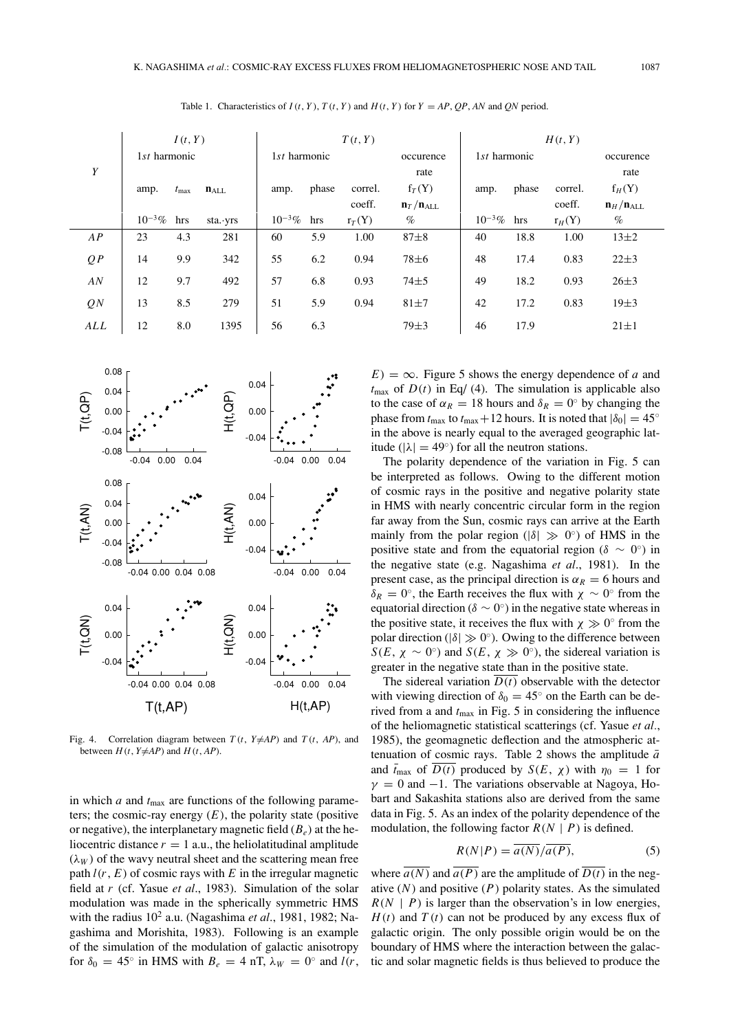Table 1. Characteristics of $I(t, Y)$, $T(t, Y)$ and $H(t, Y)$ for $Y = AP, QP, AN$ and $QN$ period.

| $Y$ | $I(t,Y)$ | | | $T(t,Y)$ | | | | $H(t,Y)$ | | | |
|---|---|---|---|---|---|---|---|---|---|---|---|
| | 1*st* harmonic | | | 1*st* harmonic | | | occurence rate | 1*st* harmonic | | | occurence rate |
| | amp. | $t_{\max}$ | $\mathbf{n}_{\mathrm{ALL}}$ | amp. | phase | correl. coeff. | $f_T(Y)$ $\mathbf{n}_T/\mathbf{n}_{\mathrm{ALL}}$ | amp. | phase | correl. coeff. | $f_H(Y)$ $\mathbf{n}_H/\mathbf{n}_{\mathrm{ALL}}$ |
| | $10^{-3}$% | hrs | sta.·yrs | $10^{-3}$% | hrs | $r_T(Y)$ | % | $10^{-3}$% | hrs | $r_H(Y)$ | % |
| $AP$ | 23 | 4.3 | 281 | 60 | 5.9 | 1.00 | 87±8 | 40 | 18.8 | 1.00 | 13±2 |
| $QP$ | 14 | 9.9 | 342 | 55 | 6.2 | 0.94 | 78±6 | 48 | 17.4 | 0.83 | 22±3 |
| $AN$ | 12 | 9.7 | 492 | 57 | 6.8 | 0.93 | 74±5 | 49 | 18.2 | 0.93 | 26±3 |
| $QN$ | 13 | 8.5 | 279 | 51 | 5.9 | 0.94 | 81±7 | 42 | 17.2 | 0.83 | 19±3 |
| $ALL$ | 12 | 8.0 | 1395 | 56 | 6.3 | | 79±3 | 46 | 17.9 | | 21±1 |

Fig. 4. Correlation diagram between $T(t, Y{\neq}AP)$ and $T(t, AP)$, and between $H(t, Y{\neq}AP)$ and $H(t, AP)$.

in which $a$ and $t_{\max}$ are functions of the following parameters; the cosmic-ray energy ($E$), the polarity state (positive or negative), the interplanetary magnetic field ($B_e$) at the heliocentric distance $r = 1$ a.u., the heliolatitudinal amplitude ($\lambda_W$) of the wavy neutral sheet and the scattering mean free path $l(r, E)$ of cosmic rays with $E$ in the irregular magnetic field at $r$ (cf. Yasue *et al.*, 1983). Simulation of the solar modulation was made in the spherically symmetric HMS with the radius $10^2$ a.u. (Nagashima *et al.*, 1981, 1982; Nagashima and Morishita, 1983). Following is an example of the simulation of the modulation of galactic anisotropy for $\delta_0 = 45^\circ$ in HMS with $B_e = 4$ nT, $\lambda_W = 0^\circ$ and $l(r, E) = \infty$. Figure 5 shows the energy dependence of $a$ and $t_{\max}$ of $D(t)$ in Eq/ (4). The simulation is applicable also to the case of $\alpha_R = 18$ hours and $\delta_R = 0^\circ$ by changing the phase from $t_{\max}$ to $t_{\max}+12$ hours. It is noted that $|\delta_0| = 45^\circ$ in the above is nearly equal to the averaged geographic latitude ($|\lambda| = 49^\circ$) for all the neutron stations.

The polarity dependence of the variation in Fig. 5 can be interpreted as follows. Owing to the different motion of cosmic rays in the positive and negative polarity state in HMS with nearly concentric circular form in the region far away from the Sun, cosmic rays can arrive at the Earth mainly from the polar region ($|\delta| \gg 0^\circ$) of HMS in the positive state and from the equatorial region ($\delta \sim 0^\circ$) in the negative state (e.g. Nagashima *et al.*, 1981). In the present case, as the principal direction is $\alpha_R = 6$ hours and $\delta_R = 0^\circ$, the Earth receives the flux with $\chi \sim 0^\circ$ from the equatorial direction ($\delta \sim 0^\circ$) in the negative state whereas in the positive state, it receives the flux with $\chi \gg 0^\circ$ from the polar direction ($|\delta| \gg 0^\circ$). Owing to the difference between $S(E, \chi \sim 0^\circ)$ and $S(E, \chi \gg 0^\circ)$, the sidereal variation is greater in the negative state than in the positive state.

The sidereal variation $\overline{D(t)}$ observable with the detector with viewing direction of $\delta_0 = 45^\circ$ on the Earth can be derived from a and $t_{\max}$ in Fig. 5 in considering the influence of the heliomagnetic statistical scatterings (cf. Yasue *et al.*, 1985), the geomagnetic deflection and the atmospheric attenuation of cosmic rays. Table 2 shows the amplitude $\bar{a}$ and $\bar{t}_{\max}$ of $\overline{D(t)}$ produced by $S(E, \chi)$ with $\eta_0 = 1$ for $\gamma = 0$ and $-1$. The variations observable at Nagoya, Hobart and Sakashita stations also are derived from the same data in Fig. 5. As an index of the polarity dependence of the modulation, the following factor $R(N \mid P)$ is defined.

$$R(N|P) = \overline{a(N)}/\overline{a(P)}, \tag{5}$$

where $\overline{a(N)}$ and $\overline{a(P)}$ are the amplitude of $\overline{D(t)}$ in the negative ($N$) and positive ($P$) polarity states. As the simulated $R(N \mid P)$ is larger than the observation's in low energies, $H(t)$ and $T(t)$ can not be produced by any excess flux of galactic origin. The only possible origin would be on the boundary of HMS where the interaction between the galactic and solar magnetic fields is thus believed to produce the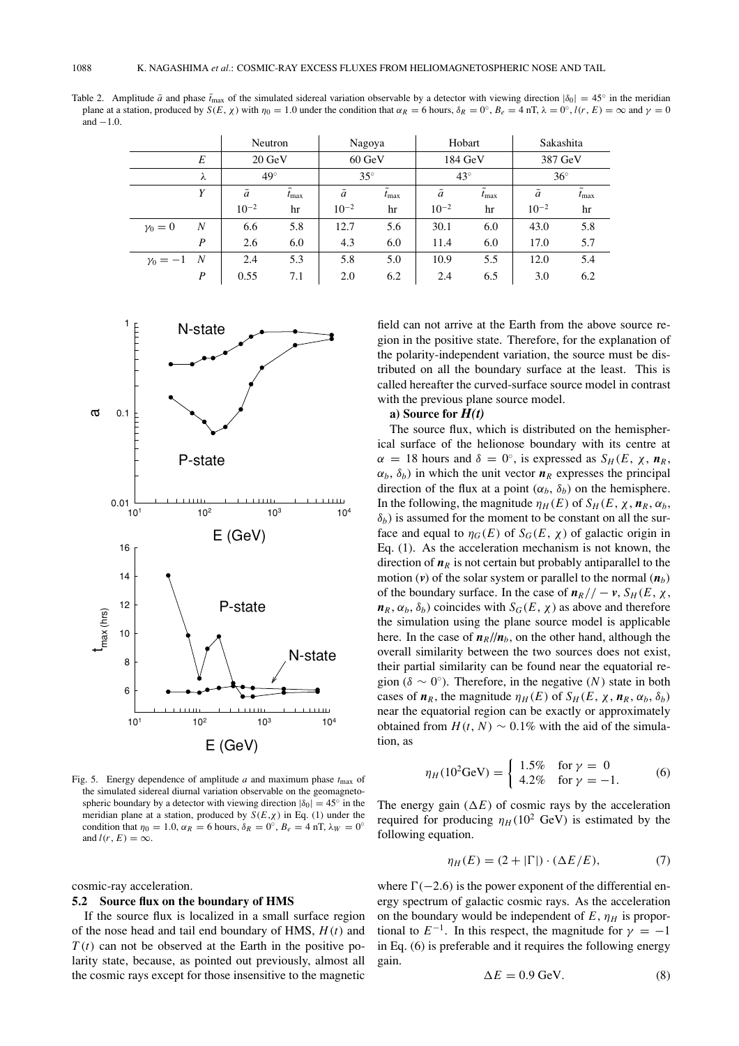Table 2. Amplitude $\bar{a}$ and phase $\bar{t}_{\max}$ of the simulated sidereal variation observable by a detector with viewing direction $|\delta_0| = 45°$ in the meridian plane at a station, produced by $S(E, \chi)$ with $\eta_0 = 1.0$ under the condition that $\alpha_R = 6$ hours, $\delta_R = 0°$, $B_e = 4$ nT, $\lambda = 0°$, $l(r, E) = \infty$ and $\gamma = 0$ and $-1.0$.

| | | Neutron | | Nagoya | | Hobart | | Sakashita | |
|---|---|---|---|---|---|---|---|---|---|
| | $E$ | 20 GeV | | 60 GeV | | 184 GeV | | 387 GeV | |
| | $\lambda$ | 49° | | 35° | | 43° | | 36° | |
| | $Y$ | $\bar{a}$ $10^{-2}$ | $\bar{t}_{\max}$ hr | $\bar{a}$ $10^{-2}$ | $\bar{t}_{\max}$ hr | $\bar{a}$ $10^{-2}$ | $\bar{t}_{\max}$ hr | $\bar{a}$ $10^{-2}$ | $\bar{t}_{\max}$ hr |
| $\gamma_0 = 0$ | $N$ | 6.6 | 5.8 | 12.7 | 5.6 | 30.1 | 6.0 | 43.0 | 5.8 |
| | $P$ | 2.6 | 6.0 | 4.3 | 6.0 | 11.4 | 6.0 | 17.0 | 5.7 |
| $\gamma_0 = -1$ | $N$ | 2.4 | 5.3 | 5.8 | 5.0 | 10.9 | 5.5 | 12.0 | 5.4 |
| | $P$ | 0.55 | 7.1 | 2.0 | 6.2 | 2.4 | 6.5 | 3.0 | 6.2 |

Fig. 5. Energy dependence of amplitude $a$ and maximum phase $t_{\max}$ of the simulated sidereal diurnal variation observable on the geomagnetospheric boundary by a detector with viewing direction $|\delta_0| = 45°$ in the meridian plane at a station, produced by $S(E,\chi)$ in Eq. (1) under the condition that $\eta_0 = 1.0$, $\alpha_R = 6$ hours, $\delta_R = 0°$, $B_e = 4$ nT, $\lambda_W = 0°$ and $l(r, E) = \infty$.

cosmic-ray acceleration.

### 5.2 Source flux on the boundary of HMS

If the source flux is localized in a small surface region of the nose head and tail end boundary of HMS, $H(t)$ and $T(t)$ can not be observed at the Earth in the positive polarity state, because, as pointed out previously, almost all the cosmic rays except for those insensitive to the magnetic field can not arrive at the Earth from the above source region in the positive state. Therefore, for the explanation of the polarity-independent variation, the source must be distributed on all the boundary surface at the least. This is called hereafter the curved-surface source model in contrast with the previous plane source model.

**a) Source for *H(t)***

The source flux, which is distributed on the hemispherical surface of the helionose boundary with its centre at $\alpha = 18$ hours and $\delta = 0°$, is expressed as $S_H(E, \chi, \boldsymbol{n}_R, \alpha_b, \delta_b)$ in which the unit vector $\boldsymbol{n}_R$ expresses the principal direction of the flux at a point $(\alpha_b, \delta_b)$ on the hemisphere. In the following, the magnitude $\eta_H(E)$ of $S_H(E, \chi, \boldsymbol{n}_R, \alpha_b, \delta_b)$ is assumed for the moment to be constant on all the surface and equal to $\eta_G(E)$ of $S_G(E, \chi)$ of galactic origin in Eq. (1). As the acceleration mechanism is not known, the direction of $\boldsymbol{n}_R$ is not certain but probably antiparallel to the motion ($\boldsymbol{v}$) of the solar system or parallel to the normal ($\boldsymbol{n}_b$) of the boundary surface. In the case of $\boldsymbol{n}_R // -\boldsymbol{v}$, $S_H(E, \chi, \boldsymbol{n}_R, \alpha_b, \delta_b)$ coincides with $S_G(E, \chi)$ as above and therefore the simulation using the plane source model is applicable here. In the case of $\boldsymbol{n}_R // \boldsymbol{n}_b$, on the other hand, although the overall similarity between the two sources does not exist, their partial similarity can be found near the equatorial region ($\delta \sim 0°$). Therefore, in the negative ($N$) state in both cases of $\boldsymbol{n}_R$, the magnitude $\eta_H(E)$ of $S_H(E, \chi, \boldsymbol{n}_R, \alpha_b, \delta_b)$ near the equatorial region can be exactly or approximately obtained from $H(t, N) \sim 0.1\%$ with the aid of the simulation, as

$$\eta_H(10^2\text{GeV}) = \begin{cases} 1.5\% & \text{for } \gamma = 0 \\ 4.2\% & \text{for } \gamma = -1. \end{cases} \tag{6}$$

The energy gain ($\Delta E$) of cosmic rays by the acceleration required for producing $\eta_H(10^2$ GeV) is estimated by the following equation.

$$\eta_H(E) = (2 + |\Gamma|) \cdot (\Delta E / E), \tag{7}$$

where $\Gamma(-2.6)$ is the power exponent of the differential energy spectrum of galactic cosmic rays. As the acceleration on the boundary would be independent of $E$, $\eta_H$ is proportional to $E^{-1}$. In this respect, the magnitude for $\gamma = -1$ in Eq. (6) is preferable and it requires the following energy gain.

$$\Delta E = 0.9 \text{ GeV}. \tag{8}$$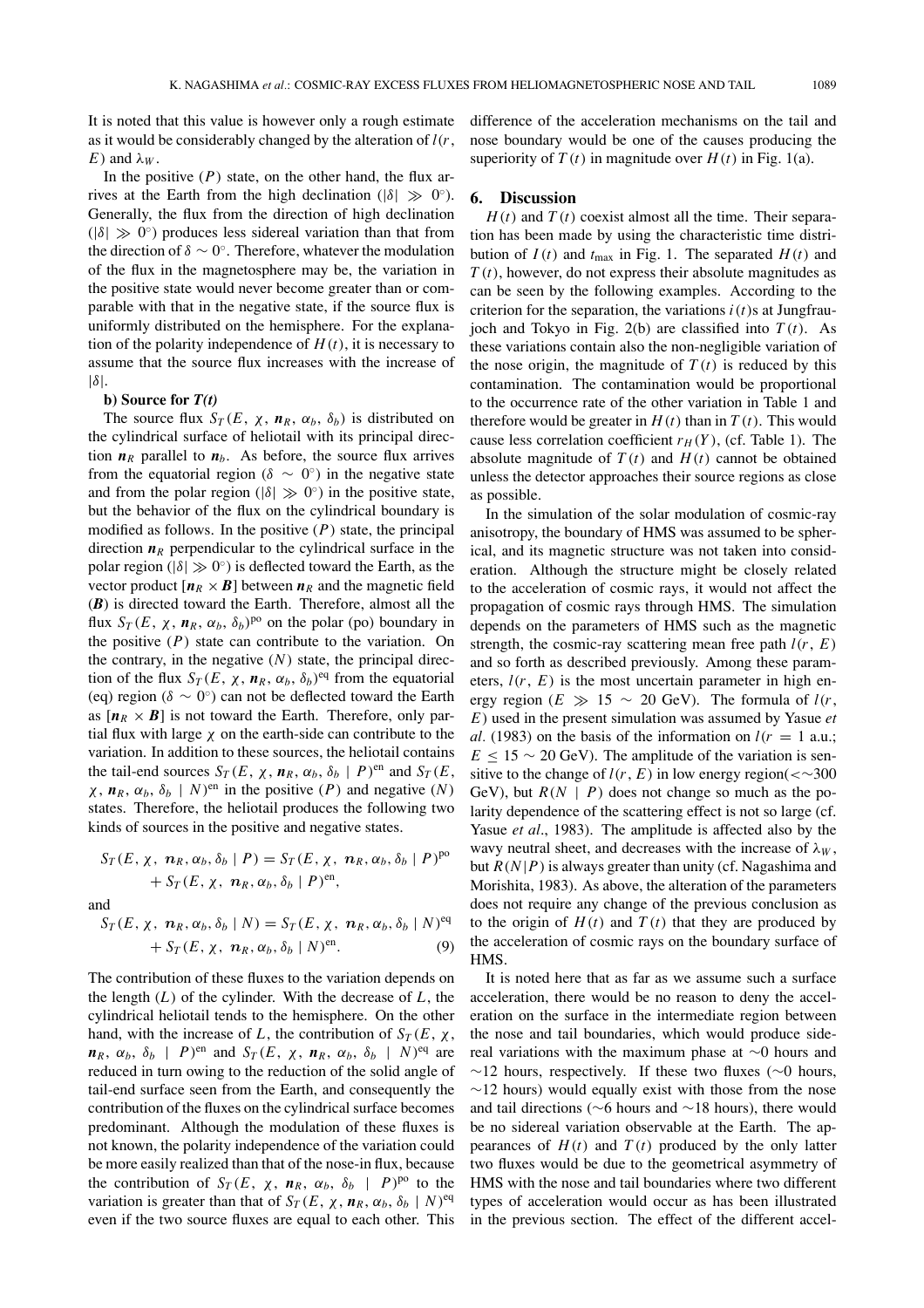It is noted that this value is however only a rough estimate as it would be considerably changed by the alteration of $l(r, E)$ and $\lambda_W$.

In the positive ($P$) state, on the other hand, the flux arrives at the Earth from the high declination ($|\delta| \gg 0^\circ$). Generally, the flux from the direction of high declination ($|\delta| \gg 0^\circ$) produces less sidereal variation than that from the direction of $\delta \sim 0^\circ$. Therefore, whatever the modulation of the flux in the magnetosphere may be, the variation in the positive state would never become greater than or comparable with that in the negative state, if the source flux is uniformly distributed on the hemisphere. For the explanation of the polarity independence of $H(t)$, it is necessary to assume that the source flux increases with the increase of $|\delta|$.

**b) Source for $T(t)$**

The source flux $S_T(E, \chi, \boldsymbol{n}_R, \alpha_b, \delta_b)$ is distributed on the cylindrical surface of heliotail with its principal direction $\boldsymbol{n}_R$ parallel to $\boldsymbol{n}_b$. As before, the source flux arrives from the equatorial region ($\delta \sim 0^\circ$) in the negative state and from the polar region ($|\delta| \gg 0^\circ$) in the positive state, but the behavior of the flux on the cylindrical boundary is modified as follows. In the positive ($P$) state, the principal direction $\boldsymbol{n}_R$ perpendicular to the cylindrical surface in the polar region ($|\delta| \gg 0^\circ$) is deflected toward the Earth, as the vector product $[\boldsymbol{n}_R \times \boldsymbol{B}]$ between $\boldsymbol{n}_R$ and the magnetic field ($\boldsymbol{B}$) is directed toward the Earth. Therefore, almost all the flux $S_T(E, \chi, \boldsymbol{n}_R, \alpha_b, \delta_b)^{\mathrm{po}}$ on the polar (po) boundary in the positive ($P$) state can contribute to the variation. On the contrary, in the negative ($N$) state, the principal direction of the flux $S_T(E, \chi, \boldsymbol{n}_R, \alpha_b, \delta_b)^{\mathrm{eq}}$ from the equatorial (eq) region ($\delta \sim 0^\circ$) can not be deflected toward the Earth as $[\boldsymbol{n}_R \times \boldsymbol{B}]$ is not toward the Earth. Therefore, only partial flux with large $\chi$ on the earth-side can contribute to the variation. In addition to these sources, the heliotail contains the tail-end sources $S_T(E, \chi, \boldsymbol{n}_R, \alpha_b, \delta_b \mid P)^{\mathrm{en}}$ and $S_T(E, \chi, \boldsymbol{n}_R, \alpha_b, \delta_b \mid N)^{\mathrm{en}}$ in the positive ($P$) and negative ($N$) states. Therefore, the heliotail produces the following two kinds of sources in the positive and negative states.

$$
\begin{aligned}
S_T(E, \chi, \boldsymbol{n}_R, \alpha_b, \delta_b \mid P) &= S_T(E, \chi, \boldsymbol{n}_R, \alpha_b, \delta_b \mid P)^{\mathrm{po}} \\
&\quad + S_T(E, \chi, \boldsymbol{n}_R, \alpha_b, \delta_b \mid P)^{\mathrm{en}},
\end{aligned}
$$

and

$$
\begin{aligned}
S_T(E, \chi, \boldsymbol{n}_R, \alpha_b, \delta_b \mid N) &= S_T(E, \chi, \boldsymbol{n}_R, \alpha_b, \delta_b \mid N)^{\mathrm{eq}} \\
&\quad + S_T(E, \chi, \boldsymbol{n}_R, \alpha_b, \delta_b \mid N)^{\mathrm{en}}. \qquad (9)
\end{aligned}
$$

The contribution of these fluxes to the variation depends on the length ($L$) of the cylinder. With the decrease of $L$, the cylindrical heliotail tends to the hemisphere. On the other hand, with the increase of $L$, the contribution of $S_T(E, \chi, \boldsymbol{n}_R, \alpha_b, \delta_b \mid P)^{\mathrm{en}}$ and $S_T(E, \chi, \boldsymbol{n}_R, \alpha_b, \delta_b \mid N)^{\mathrm{eq}}$ are reduced in turn owing to the reduction of the solid angle of tail-end surface seen from the Earth, and consequently the contribution of the fluxes on the cylindrical surface becomes predominant. Although the modulation of these fluxes is not known, the polarity independence of the variation could be more easily realized than that of the nose-in flux, because the contribution of $S_T(E, \chi, \boldsymbol{n}_R, \alpha_b, \delta_b \mid P)^{\mathrm{po}}$ to the variation is greater than that of $S_T(E, \chi, \boldsymbol{n}_R, \alpha_b, \delta_b \mid N)^{\mathrm{eq}}$ even if the two source fluxes are equal to each other. This difference of the acceleration mechanisms on the tail and nose boundary would be one of the causes producing the superiority of $T(t)$ in magnitude over $H(t)$ in Fig. 1(a).

## 6. Discussion

$H(t)$ and $T(t)$ coexist almost all the time. Their separation has been made by using the characteristic time distribution of $I(t)$ and $t_{\max}$ in Fig. 1. The separated $H(t)$ and $T(t)$, however, do not express their absolute magnitudes as can be seen by the following examples. According to the criterion for the separation, the variations $i(t)$s at Jungfraujoch and Tokyo in Fig. 2(b) are classified into $T(t)$. As these variations contain also the non-negligible variation of the nose origin, the magnitude of $T(t)$ is reduced by this contamination. The contamination would be proportional to the occurrence rate of the other variation in Table 1 and therefore would be greater in $H(t)$ than in $T(t)$. This would cause less correlation coefficient $r_H(Y)$, (cf. Table 1). The absolute magnitude of $T(t)$ and $H(t)$ cannot be obtained unless the detector approaches their source regions as close as possible.

In the simulation of the solar modulation of cosmic-ray anisotropy, the boundary of HMS was assumed to be spherical, and its magnetic structure was not taken into consideration. Although the structure might be closely related to the acceleration of cosmic rays, it would not affect the propagation of cosmic rays through HMS. The simulation depends on the parameters of HMS such as the magnetic strength, the cosmic-ray scattering mean free path $l(r, E)$ and so forth as described previously. Among these parameters, $l(r, E)$ is the most uncertain parameter in high energy region ($E \gg 15 \sim 20$ GeV). The formula of $l(r, E)$ used in the present simulation was assumed by Yasue *et al*. (1983) on the basis of the information on $l(r = 1$ a.u.; $E \le 15 \sim 20$ GeV). The amplitude of the variation is sensitive to the change of $l(r, E)$ in low energy region($<\sim$300 GeV), but $R(N \mid P)$ does not change so much as the polarity dependence of the scattering effect is not so large (cf. Yasue *et al*., 1983). The amplitude is affected also by the wavy neutral sheet, and decreases with the increase of $\lambda_W$, but $R(N|P)$ is always greater than unity (cf. Nagashima and Morishita, 1983). As above, the alteration of the parameters does not require any change of the previous conclusion as to the origin of $H(t)$ and $T(t)$ that they are produced by the acceleration of cosmic rays on the boundary surface of HMS.

It is noted here that as far as we assume such a surface acceleration, there would be no reason to deny the acceleration on the surface in the intermediate region between the nose and tail boundaries, which would produce sidereal variations with the maximum phase at $\sim$0 hours and $\sim$12 hours, respectively. If these two fluxes ($\sim$0 hours, $\sim$12 hours) would equally exist with those from the nose and tail directions ($\sim$6 hours and $\sim$18 hours), there would be no sidereal variation observable at the Earth. The appearances of $H(t)$ and $T(t)$ produced by the only latter two fluxes would be due to the geometrical asymmetry of HMS with the nose and tail boundaries where two different types of acceleration would occur as has been illustrated in the previous section. The effect of the different accel-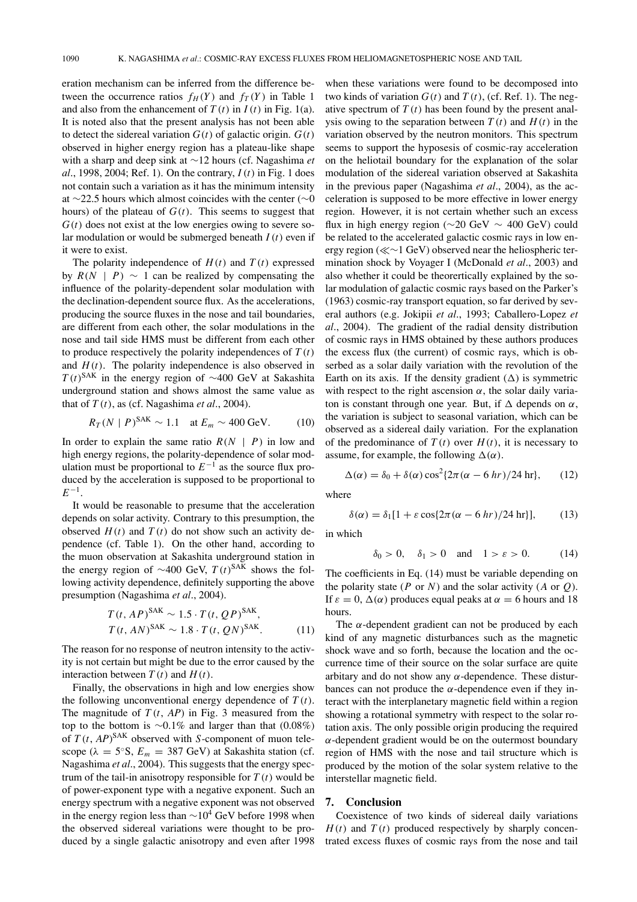eration mechanism can be inferred from the difference between the occurrence ratios $f_H(Y)$ and $f_T(Y)$ in Table 1 and also from the enhancement of $T(t)$ in $I(t)$ in Fig. 1(a). It is noted also that the present analysis has not been able to detect the sidereal variation $G(t)$ of galactic origin. $G(t)$ observed in higher energy region has a plateau-like shape with a sharp and deep sink at ∼12 hours (cf. Nagashima *et al*., 1998, 2004; Ref. 1). On the contrary, $I(t)$ in Fig. 1 does not contain such a variation as it has the minimum intensity at ∼22.5 hours which almost coincides with the center (∼0 hours) of the plateau of $G(t)$. This seems to suggest that $G(t)$ does not exist at the low energies owing to severe solar modulation or would be submerged beneath $I(t)$ even if it were to exist.

The polarity independence of $H(t)$ and $T(t)$ expressed by $R(N \mid P) \sim 1$ can be realized by compensating the influence of the polarity-dependent solar modulation with the declination-dependent source flux. As the accelerations, producing the source fluxes in the nose and tail boundaries, are different from each other, the solar modulations in the nose and tail side HMS must be different from each other to produce respectively the polarity independences of $T(t)$ and $H(t)$. The polarity independence is also observed in $T(t)^{\mathrm{SAK}}$ in the energy region of ∼400 GeV at Sakashita underground station and shows almost the same value as that of $T(t)$, as (cf. Nagashima *et al*., 2004).

$$R_T(N \mid P)^{\mathrm{SAK}} \sim 1.1 \quad \text{at } E_m \sim 400\ \mathrm{GeV}. \tag{10}$$

In order to explain the same ratio $R(N \mid P)$ in low and high energy regions, the polarity-dependence of solar modulation must be proportional to $E^{-1}$ as the source flux produced by the acceleration is supposed to be proportional to $E^{-1}$.

It would be reasonable to presume that the acceleration depends on solar activity. Contrary to this presumption, the observed $H(t)$ and $T(t)$ do not show such an activity dependence (cf. Table 1). On the other hand, according to the muon observation at Sakashita underground station in the energy region of ∼400 GeV, $T(t)^{\mathrm{SAK}}$ shows the following activity dependence, definitely supporting the above presumption (Nagashima *et al*., 2004).

$$\begin{aligned} T(t, AP)^{\mathrm{SAK}} &\sim 1.5 \cdot T(t, QP)^{\mathrm{SAK}}, \\ T(t, AN)^{\mathrm{SAK}} &\sim 1.8 \cdot T(t, QN)^{\mathrm{SAK}}. \end{aligned} \tag{11}$$

The reason for no response of neutron intensity to the activity is not certain but might be due to the error caused by the interaction between $T(t)$ and $H(t)$.

Finally, the observations in high and low energies show the following unconventional energy dependence of $T(t)$. The magnitude of $T(t, AP)$ in Fig. 3 measured from the top to the bottom is ∼0.1% and larger than that (0.08%) of $T(t, AP)^{\mathrm{SAK}}$ observed with *S*-component of muon telescope ($\lambda = 5°$S, $E_m = 387$ GeV) at Sakashita station (cf. Nagashima *et al*., 2004). This suggests that the energy spectrum of the tail-in anisotropy responsible for $T(t)$ would be of power-exponent type with a negative exponent. Such an energy spectrum with a negative exponent was not observed in the energy region less than $\sim 10^4$ GeV before 1998 when the observed sidereal variations were thought to be produced by a single galactic anisotropy and even after 1998 when these variations were found to be decomposed into two kinds of variation $G(t)$ and $T(t)$, (cf. Ref. 1). The negative spectrum of $T(t)$ has been found by the present analysis owing to the separation between $T(t)$ and $H(t)$ in the variation observed by the neutron monitors. This spectrum seems to support the hyposesis of cosmic-ray acceleration on the heliotail boundary for the explanation of the solar modulation of the sidereal variation observed at Sakashita in the previous paper (Nagashima *et al*., 2004), as the acceleration is supposed to be more effective in lower energy region. However, it is not certain whether such an excess flux in high energy region (∼20 GeV ∼ 400 GeV) could be related to the accelerated galactic cosmic rays in low energy region (≪∼1 GeV) observed near the heliospheric termination shock by Voyager I (McDonald *et al*., 2003) and also whether it could be theorertically explained by the solar modulation of galactic cosmic rays based on the Parker's (1963) cosmic-ray transport equation, so far derived by several authors (e.g. Jokipii *et al*., 1993; Caballero-Lopez *et al*., 2004). The gradient of the radial density distribution of cosmic rays in HMS obtained by these authors produces the excess flux (the current) of cosmic rays, which is obserbed as a solar daily variation with the revolution of the Earth on its axis. If the density gradient (Δ) is symmetric with respect to the right ascension $\alpha$, the solar daily variaton is constant through one year. But, if Δ depends on $\alpha$, the variation is subject to seasonal variation, which can be observed as a sidereal daily variation. For the explanation of the predominance of $T(t)$ over $H(t)$, it is necessary to assume, for example, the following $\Delta(\alpha)$.

$$\Delta(\alpha) = \delta_0 + \delta(\alpha) \cos^2\{2\pi(\alpha - 6\ hr)/24\ \mathrm{hr}\}, \tag{12}$$

where

$$\delta(\alpha) = \delta_1[1 + \varepsilon \cos\{2\pi(\alpha - 6\ hr)/24\ \mathrm{hr}\}], \tag{13}$$

in which

$$\delta_0 > 0, \quad \delta_1 > 0 \quad \text{and} \quad 1 > \varepsilon > 0. \tag{14}$$

The coefficients in Eq. (14) must be variable depending on the polarity state ($P$ or $N$) and the solar activity ($A$ or $Q$). If $\varepsilon = 0$, $\Delta(\alpha)$ produces equal peaks at $\alpha = 6$ hours and 18 hours.

The $\alpha$-dependent gradient can not be produced by each kind of any magnetic disturbances such as the magnetic shock wave and so forth, because the location and the occurrence time of their source on the solar surface are quite arbitary and do not show any $\alpha$-dependence. These disturbances can not produce the $\alpha$-dependence even if they interact with the interplanetary magnetic field within a region showing a rotational symmetry with respect to the solar rotation axis. The only possible origin producing the required $\alpha$-dependent gradient would be on the outermost boundary region of HMS with the nose and tail structure which is produced by the motion of the solar system relative to the interstellar magnetic field.

## 7. Conclusion

Coexistence of two kinds of sidereal daily variations $H(t)$ and $T(t)$ produced respectively by sharply concentrated excess fluxes of cosmic rays from the nose and tail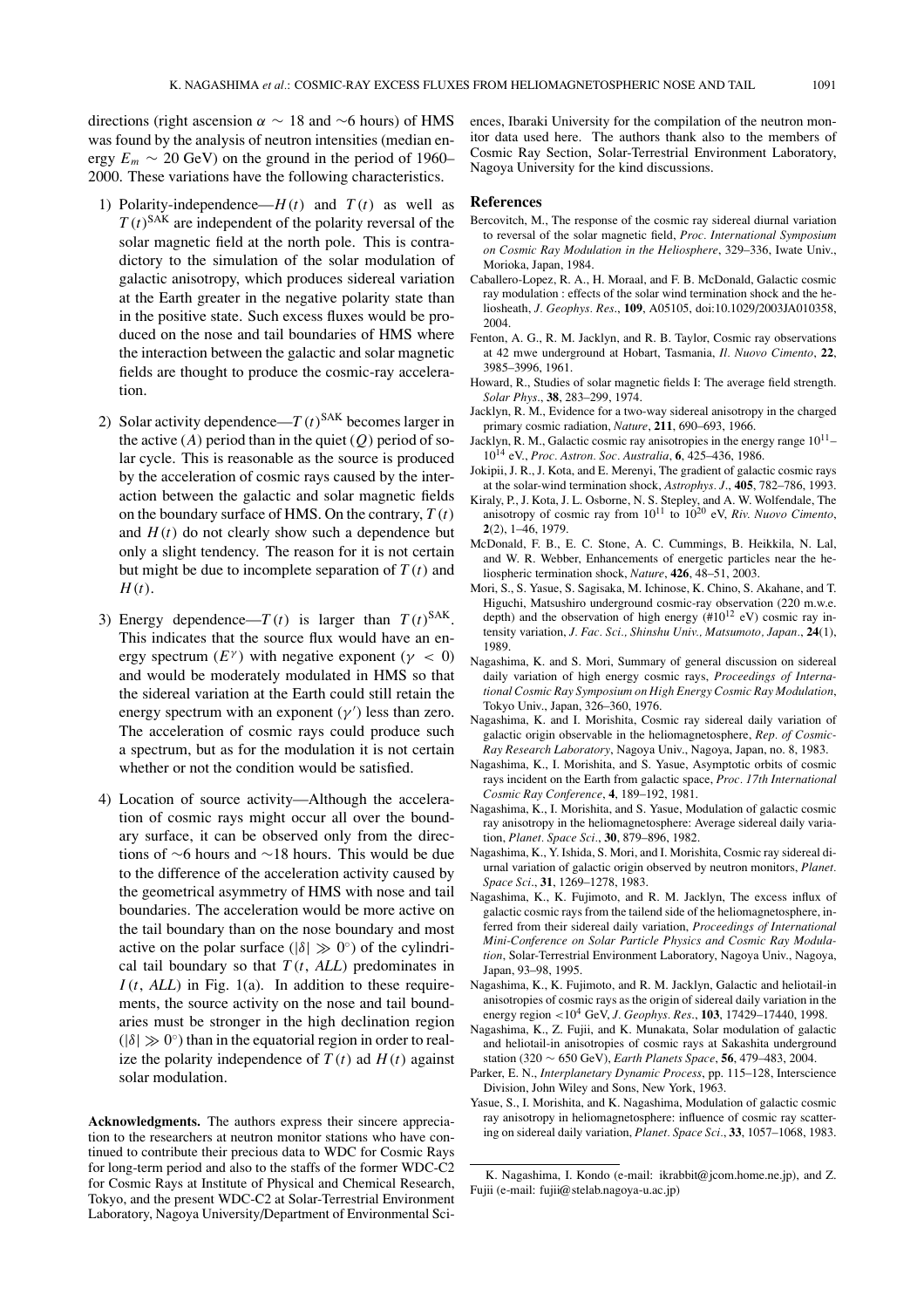directions (right ascension $\alpha \sim 18$ and $\sim$6 hours) of HMS was found by the analysis of neutron intensities (median energy $E_m \sim 20$ GeV) on the ground in the period of 1960–2000. These variations have the following characteristics.

1) Polarity-independence—$H(t)$ and $T(t)$ as well as $T(t)^{\mathrm{SAK}}$ are independent of the polarity reversal of the solar magnetic field at the north pole. This is contradictory to the simulation of the solar modulation of galactic anisotropy, which produces sidereal variation at the Earth greater in the negative polarity state than in the positive state. Such excess fluxes would be produced on the nose and tail boundaries of HMS where the interaction between the galactic and solar magnetic fields are thought to produce the cosmic-ray acceleration.

2) Solar activity dependence—$T(t)^{\mathrm{SAK}}$ becomes larger in the active ($A$) period than in the quiet ($Q$) period of solar cycle. This is reasonable as the source is produced by the acceleration of cosmic rays caused by the interaction between the galactic and solar magnetic fields on the boundary surface of HMS. On the contrary, $T(t)$ and $H(t)$ do not clearly show such a dependence but only a slight tendency. The reason for it is not certain but might be due to incomplete separation of $T(t)$ and $H(t)$.

3) Energy dependence—$T(t)$ is larger than $T(t)^{\mathrm{SAK}}$. This indicates that the source flux would have an energy spectrum ($E^{\gamma}$) with negative exponent ($\gamma < 0$) and would be moderately modulated in HMS so that the sidereal variation at the Earth could still retain the energy spectrum with an exponent ($\gamma'$) less than zero. The acceleration of cosmic rays could produce such a spectrum, but as for the modulation it is not certain whether or not the condition would be satisfied.

4) Location of source activity—Although the acceleration of cosmic rays might occur all over the boundary surface, it can be observed only from the directions of $\sim$6 hours and $\sim$18 hours. This would be due to the difference of the acceleration activity caused by the geometrical asymmetry of HMS with nose and tail boundaries. The acceleration would be more active on the tail boundary than on the nose boundary and most active on the polar surface ($|\delta| \gg 0^{\circ}$) of the cylindrical tail boundary so that $T(t, ALL)$ predominates in $I(t, ALL)$ in Fig. 1(a). In addition to these requirements, the source activity on the nose and tail boundaries must be stronger in the high declination region ($|\delta| \gg 0^{\circ}$) than in the equatorial region in order to realize the polarity independence of $T(t)$ ad $H(t)$ against solar modulation.

**Acknowledgments.** The authors express their sincere appreciation to the researchers at neutron monitor stations who have continued to contribute their precious data to WDC for Cosmic Rays for long-term period and also to the staffs of the former WDC-C2 for Cosmic Rays at Institute of Physical and Chemical Research, Tokyo, and the present WDC-C2 at Solar-Terrestrial Environment Laboratory, Nagoya University/Department of Environmental Sciences, Ibaraki University for the compilation of the neutron monitor data used here. The authors thank also to the members of Cosmic Ray Section, Solar-Terrestrial Environment Laboratory, Nagoya University for the kind discussions.

## References

Bercovitch, M., The response of the cosmic ray sidereal diurnal variation to reversal of the solar magnetic field, *Proc. International Symposium on Cosmic Ray Modulation in the Heliosphere*, 329–336, Iwate Univ., Morioka, Japan, 1984.

Caballero-Lopez, R. A., H. Moraal, and F. B. McDonald, Galactic cosmic ray modulation : effects of the solar wind termination shock and the heliosheath, *J. Geophys. Res.*, **109**, A05105, doi:10.1029/2003JA010358, 2004.

Fenton, A. G., R. M. Jacklyn, and R. B. Taylor, Cosmic ray observations at 42 mwe underground at Hobart, Tasmania, *Il. Nuovo Cimento*, **22**, 3985–3996, 1961.

Howard, R., Studies of solar magnetic fields I: The average field strength. *Solar Phys.*, **38**, 283–299, 1974.

Jacklyn, R. M., Evidence for a two-way sidereal anisotropy in the charged primary cosmic radiation, *Nature*, **211**, 690–693, 1966.

Jacklyn, R. M., Galactic cosmic ray anisotropies in the energy range $10^{11}$–$10^{14}$ eV., *Proc. Astron. Soc. Australia*, **6**, 425–436, 1986.

Jokipii, J. R., J. Kota, and E. Merenyi, The gradient of galactic cosmic rays at the solar-wind termination shock, *Astrophys. J.*, **405**, 782–786, 1993.

Kiraly, P., J. Kota, J. L. Osborne, N. S. Stepley, and A. W. Wolfendale, The anisotropy of cosmic ray from $10^{11}$ to $10^{20}$ eV, *Riv. Nuovo Cimento*, **2**(2), 1–46, 1979.

McDonald, F. B., E. C. Stone, A. C. Cummings, B. Heikkila, N. Lal, and W. R. Webber, Enhancements of energetic particles near the heliospheric termination shock, *Nature*, **426**, 48–51, 2003.

Mori, S., S. Yasue, S. Sagisaka, M. Ichinose, K. Chino, S. Akahane, and T. Higuchi, Matsushiro underground cosmic-ray observation (220 m.w.e. depth) and the observation of high energy (#$10^{12}$ eV) cosmic ray intensity variation, *J. Fac. Sci., Shinshu Univ., Matsumoto, Japan.*, **24**(1), 1989.

Nagashima, K. and S. Mori, Summary of general discussion on sidereal daily variation of high energy cosmic rays, *Proceedings of International Cosmic Ray Symposium on High Energy Cosmic Ray Modulation*, Tokyo Univ., Japan, 326–360, 1976.

Nagashima, K. and I. Morishita, Cosmic ray sidereal daily variation of galactic origin observable in the heliomagnetosphere, *Rep. of Cosmic-Ray Research Laboratory*, Nagoya Univ., Nagoya, Japan, no. 8, 1983.

Nagashima, K., I. Morishita, and S. Yasue, Asymptotic orbits of cosmic rays incident on the Earth from galactic space, *Proc. 17th International Cosmic Ray Conference*, **4**, 189–192, 1981.

Nagashima, K., I. Morishita, and S. Yasue, Modulation of galactic cosmic ray anisotropy in the heliomagnetosphere: Average sidereal daily variation, *Planet. Space Sci.*, **30**, 879–896, 1982.

Nagashima, K., Y. Ishida, S. Mori, and I. Morishita, Cosmic ray sidereal diurnal variation of galactic origin observed by neutron monitors, *Planet. Space Sci.*, **31**, 1269–1278, 1983.

Nagashima, K., K. Fujimoto, and R. M. Jacklyn, The excess influx of galactic cosmic rays from the tailend side of the heliomagnetosphere, inferred from their sidereal daily variation, *Proceedings of International Mini-Conference on Solar Particle Physics and Cosmic Ray Modulation*, Solar-Terrestrial Environment Laboratory, Nagoya Univ., Nagoya, Japan, 93–98, 1995.

Nagashima, K., K. Fujimoto, and R. M. Jacklyn, Galactic and heliotail-in anisotropies of cosmic rays as the origin of sidereal daily variation in the energy region $<10^4$ GeV, *J. Geophys. Res.*, **103**, 17429–17440, 1998.

Nagashima, K., Z. Fujii, and K. Munakata, Solar modulation of galactic and heliotail-in anisotropies of cosmic rays at Sakashita underground station (320 ∼ 650 GeV), *Earth Planets Space*, **56**, 479–483, 2004.

Parker, E. N., *Interplanetary Dynamic Process*, pp. 115–128, Interscience Division, John Wiley and Sons, New York, 1963.

Yasue, S., I. Morishita, and K. Nagashima, Modulation of galactic cosmic ray anisotropy in heliomagnetosphere: influence of cosmic ray scattering on sidereal daily variation, *Planet. Space Sci.*, **33**, 1057–1068, 1983.

---

K. Nagashima, I. Kondo (e-mail: ikrabbit@jcom.home.ne.jp), and Z. Fujii (e-mail: fujii@stelab.nagoya-u.ac.jp)